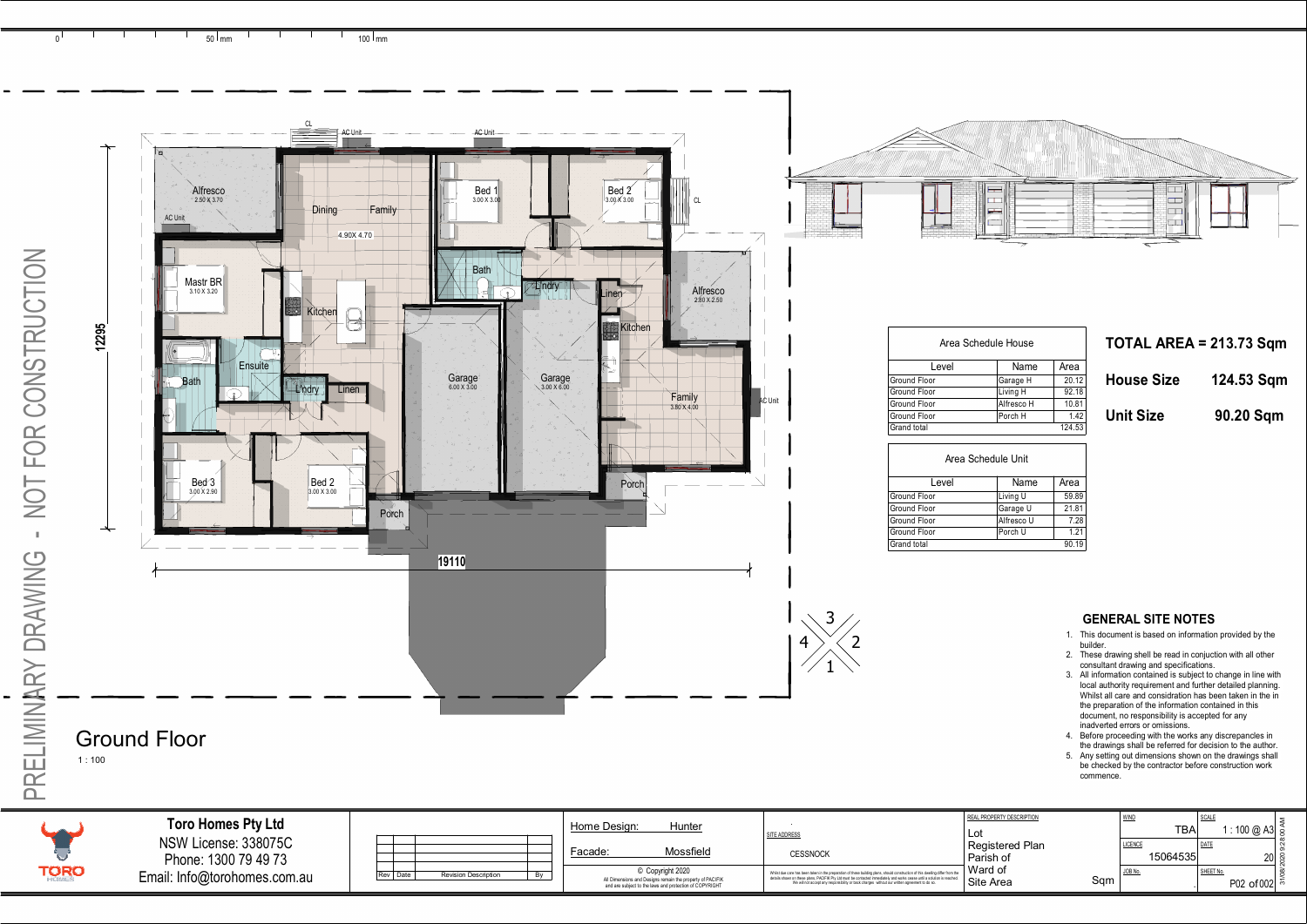PRELIMINARY DRAWING - NOT FOR CONSTRUCTION

Alfresco 2.50 X 3.70 | Dining | Family | 4.90X 4.70 | Mastr BR 3.10 X 3.20 | Kitchen | Ensuite | Bath | L'ndry | Linen | Bed 3 3.00 X 2.90 | Bed 2 3.00 X 3.00 | Porch | Garage 6.00 X 3.00 | Garage 3.00 X 6.00 | Bed 1 3.00 X 3.00 | Bed 2 3.00 X 3.00 | Bath | L'ndry | Linen | Kitchen | Alfresco 2.90 X 2.50 | Family 3.80 X 4.00 | Porch | AC Unit | CL

12295

19110

# Ground Floor

1 : 100

| Area Schedule House | | |
|---|---|---|
| Level | Name | Area |
| Ground Floor | Garage H | 20.12 |
| Ground Floor | Living H | 92.18 |
| Ground Floor | Alfresco H | 10.81 |
| Ground Floor | Porch H | 1.42 |
| Grand total | | 124.53 |

| Area Schedule Unit | | |
|---|---|---|
| Level | Name | Area |
| Ground Floor | Living U | 59.89 |
| Ground Floor | Garage U | 21.81 |
| Ground Floor | Alfresco U | 7.28 |
| Ground Floor | Porch U | 1.21 |
| Grand total | | 90.19 |

**TOTAL AREA = 213.73 Sqm**

**House Size 124.53 Sqm**

**Unit Size 90.20 Sqm**

## GENERAL SITE NOTES

1. This document is based on information provided by the builder.
2. These drawing shell be read in conjuction with all other consultant drawing and specifications.
3. All information contained is subject to change in line with local authority requirement and further detailed planning. Whilst all care and consdration has been taken in the in the preparation of the information contained in this document, no responsibility is accepted for any inadverted errors or omissions.
4. Before proceeding with the works any discrepancles in the drawings shall be referred for decision to the author.
5. Any setting out dimensions shown on the drawings shall be checked by the contractor before construction work commence.

**Toro Homes Pty Ltd**
NSW License: 338075C
Phone: 1300 79 49 73
Email: Info@torohomes.com.au

| Rev | Date | Revision Description | By |
|---|---|---|---|

Home Design: Hunter
Facade: Mossfield

© Copyright 2020
All Dimensions and Designs remain the property of PACIFIK and are subject to the laws and protection of COPYRIGHT

SITE ADDRESS
CESSNOCK

REAL PROPERTY DESCRIPTION
Lot
Registered Plan
Parish of
Ward of
Site Area Sqm

WIND: TBA
SCALE: 1 : 100 @ A3
LICENCE: 15064535
DATE: 20
JOB No.
SHEET No. P02 of 002

31/08/2020 9:28:00 AM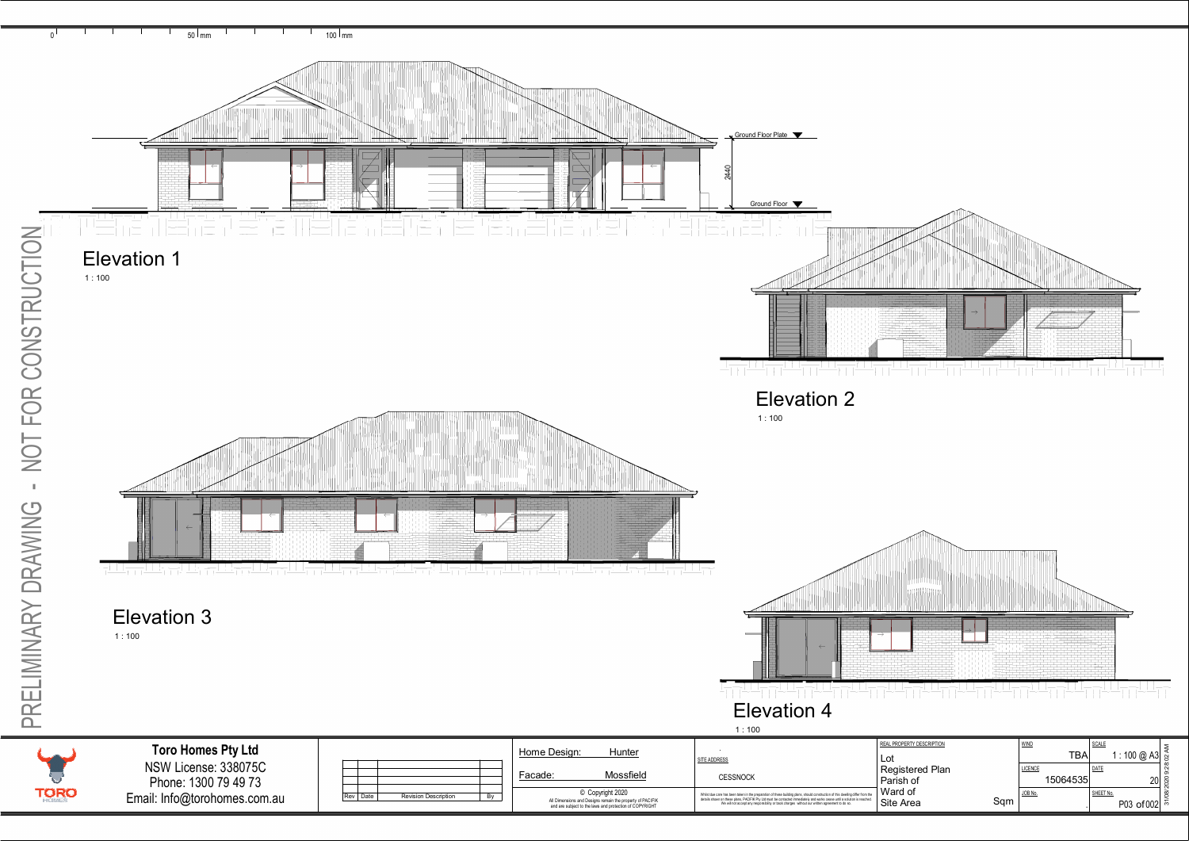PRELIMINARY DRAWING - NOT FOR CONSTRUCTION

0 50 mm 100 mm

Ground Floor Plate

2440

Ground Floor

## Elevation 1

1 : 100

## Elevation 2

1 : 100

## Elevation 3

1 : 100

## Elevation 4

1 : 100

**Toro Homes Pty Ltd**
NSW License: 338075C
Phone: 1300 79 49 73
Email: Info@torohomes.com.au

| Rev | Date | Revision Description | By |
|---|---|---|---|

Home Design: Hunter

Facade: Mossfield

© Copyright 2020
All Dimensions and Designs remain the property of PACIFIK and are subject to the laws and protection of COPYRIGHT

SITE ADDRESS
CESSNOCK

Whilst due care has been taken in the preparation of these building plans, should construction of this dwelling differ from the details shown on these plans, PACIFIK Pty Ltd must be contacted immediately and works cease until a solution is reached. We will not accept any responsibility or back charges without our written agreement to do so.

REAL PROPERTY DESCRIPTION
Lot
Registered Plan
Parish of
Ward of
Site Area Sqm

WIND
TBA

LICENCE
15064535

JOB No.

SCALE
1 : 100 @ A3

DATE
20

SHEET No.
P03 of 002

31/08/2020 9:28:02 AM